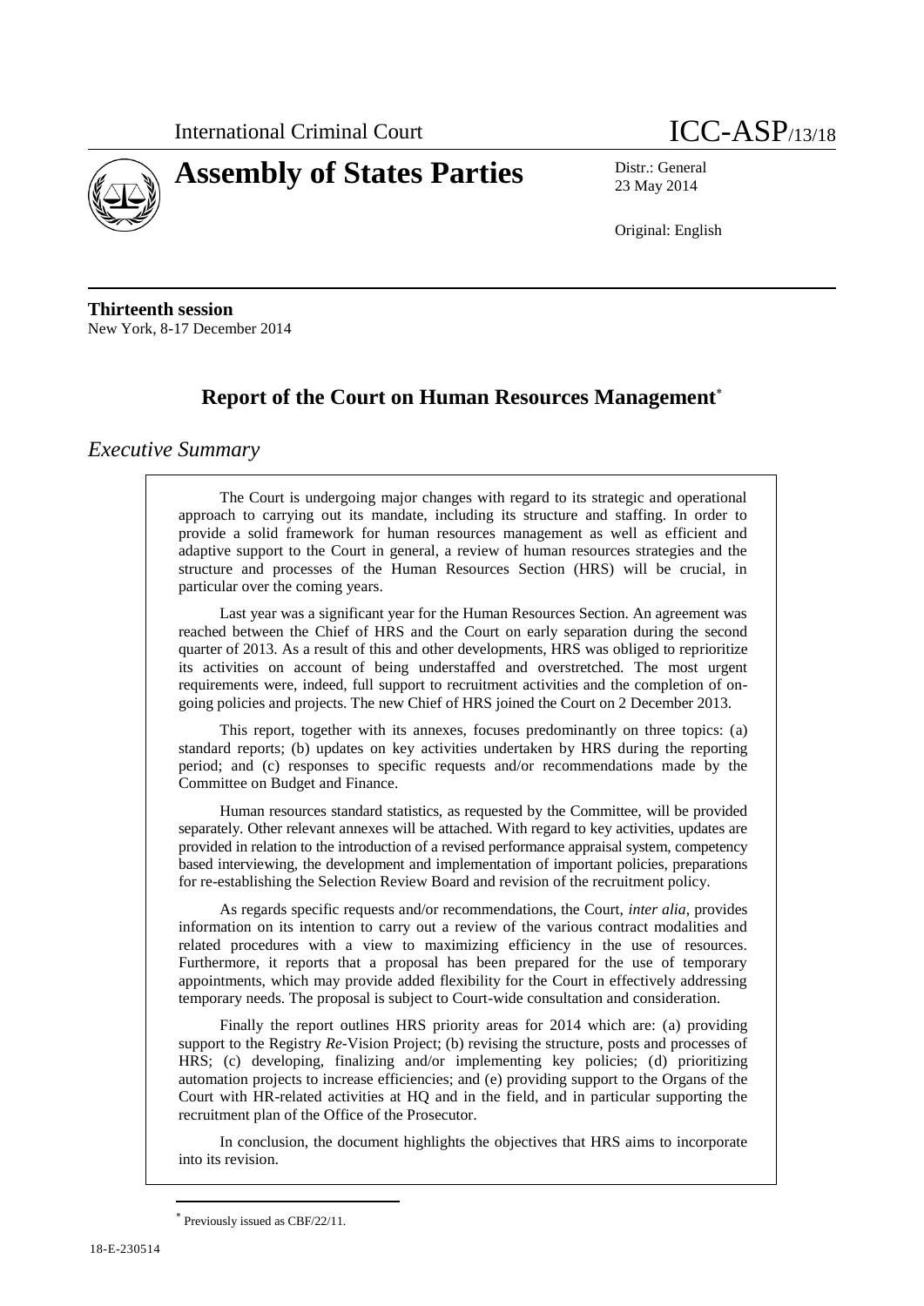International Criminal Court

# Assembly of States Parties

ICC-ASP/13/18

Distr.: General
23 May 2014

Original: English

**Thirteenth session**
New York, 8-17 December 2014

## Report of the Court on Human Resources Management[*]

### *Executive Summary*

The Court is undergoing major changes with regard to its strategic and operational approach to carrying out its mandate, including its structure and staffing. In order to provide a solid framework for human resources management as well as efficient and adaptive support to the Court in general, a review of human resources strategies and the structure and processes of the Human Resources Section (HRS) will be crucial, in particular over the coming years.

Last year was a significant year for the Human Resources Section. An agreement was reached between the Chief of HRS and the Court on early separation during the second quarter of 2013. As a result of this and other developments, HRS was obliged to reprioritize its activities on account of being understaffed and overstretched. The most urgent requirements were, indeed, full support to recruitment activities and the completion of on-going policies and projects. The new Chief of HRS joined the Court on 2 December 2013.

This report, together with its annexes, focuses predominantly on three topics: (a) standard reports; (b) updates on key activities undertaken by HRS during the reporting period; and (c) responses to specific requests and/or recommendations made by the Committee on Budget and Finance.

Human resources standard statistics, as requested by the Committee, will be provided separately. Other relevant annexes will be attached. With regard to key activities, updates are provided in relation to the introduction of a revised performance appraisal system, competency based interviewing, the development and implementation of important policies, preparations for re-establishing the Selection Review Board and revision of the recruitment policy.

As regards specific requests and/or recommendations, the Court, *inter alia*, provides information on its intention to carry out a review of the various contract modalities and related procedures with a view to maximizing efficiency in the use of resources. Furthermore, it reports that a proposal has been prepared for the use of temporary appointments, which may provide added flexibility for the Court in effectively addressing temporary needs. The proposal is subject to Court-wide consultation and consideration.

Finally the report outlines HRS priority areas for 2014 which are: (a) providing support to the Registry *Re*-Vision Project; (b) revising the structure, posts and processes of HRS; (c) developing, finalizing and/or implementing key policies; (d) prioritizing automation projects to increase efficiencies; and (e) providing support to the Organs of the Court with HR-related activities at HQ and in the field, and in particular supporting the recruitment plan of the Office of the Prosecutor.

In conclusion, the document highlights the objectives that HRS aims to incorporate into its revision.

[*] Previously issued as CBF/22/11.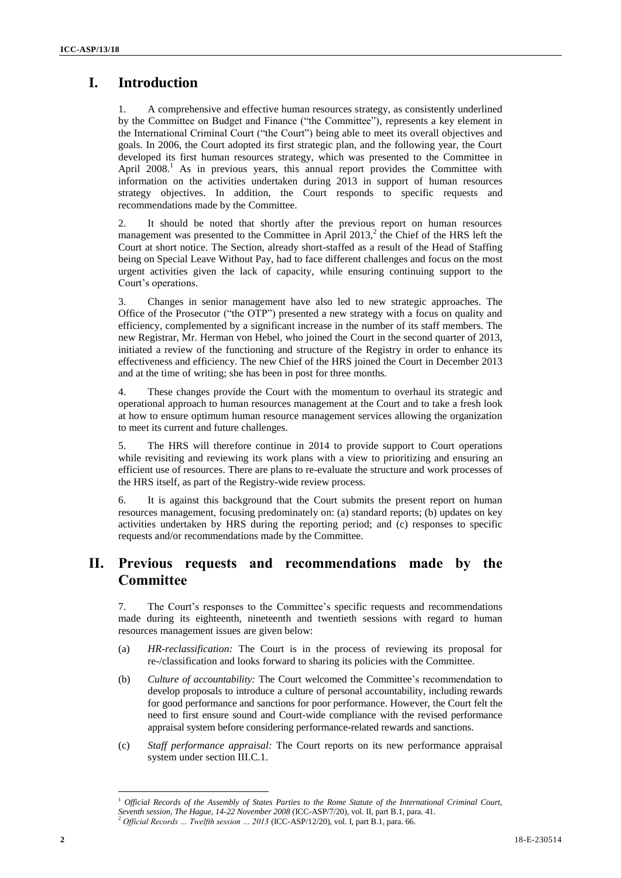# I. Introduction

1. A comprehensive and effective human resources strategy, as consistently underlined by the Committee on Budget and Finance ("the Committee"), represents a key element in the International Criminal Court ("the Court") being able to meet its overall objectives and goals. In 2006, the Court adopted its first strategic plan, and the following year, the Court developed its first human resources strategy, which was presented to the Committee in April 2008.[1] As in previous years, this annual report provides the Committee with information on the activities undertaken during 2013 in support of human resources strategy objectives. In addition, the Court responds to specific requests and recommendations made by the Committee.

2. It should be noted that shortly after the previous report on human resources management was presented to the Committee in April 2013,[2] the Chief of the HRS left the Court at short notice. The Section, already short-staffed as a result of the Head of Staffing being on Special Leave Without Pay, had to face different challenges and focus on the most urgent activities given the lack of capacity, while ensuring continuing support to the Court's operations.

3. Changes in senior management have also led to new strategic approaches. The Office of the Prosecutor ("the OTP") presented a new strategy with a focus on quality and efficiency, complemented by a significant increase in the number of its staff members. The new Registrar, Mr. Herman von Hebel, who joined the Court in the second quarter of 2013, initiated a review of the functioning and structure of the Registry in order to enhance its effectiveness and efficiency. The new Chief of the HRS joined the Court in December 2013 and at the time of writing; she has been in post for three months.

4. These changes provide the Court with the momentum to overhaul its strategic and operational approach to human resources management at the Court and to take a fresh look at how to ensure optimum human resource management services allowing the organization to meet its current and future challenges.

5. The HRS will therefore continue in 2014 to provide support to Court operations while revisiting and reviewing its work plans with a view to prioritizing and ensuring an efficient use of resources. There are plans to re-evaluate the structure and work processes of the HRS itself, as part of the Registry-wide review process.

6. It is against this background that the Court submits the present report on human resources management, focusing predominately on: (a) standard reports; (b) updates on key activities undertaken by HRS during the reporting period; and (c) responses to specific requests and/or recommendations made by the Committee.

# II. Previous requests and recommendations made by the Committee

7. The Court's responses to the Committee's specific requests and recommendations made during its eighteenth, nineteenth and twentieth sessions with regard to human resources management issues are given below:

(a) *HR-reclassification:* The Court is in the process of reviewing its proposal for re-/classification and looks forward to sharing its policies with the Committee.

(b) *Culture of accountability:* The Court welcomed the Committee's recommendation to develop proposals to introduce a culture of personal accountability, including rewards for good performance and sanctions for poor performance. However, the Court felt the need to first ensure sound and Court-wide compliance with the revised performance appraisal system before considering performance-related rewards and sanctions.

(c) *Staff performance appraisal:* The Court reports on its new performance appraisal system under section III.C.1.

---

[1] *Official Records of the Assembly of States Parties to the Rome Statute of the International Criminal Court, Seventh session, The Hague, 14-22 November 2008* (ICC-ASP/7/20), vol. II, part B.1, para. 41.

[2] *Official Records … Twelfth session … 2013* (ICC-ASP/12/20), vol. I, part B.1, para. 66.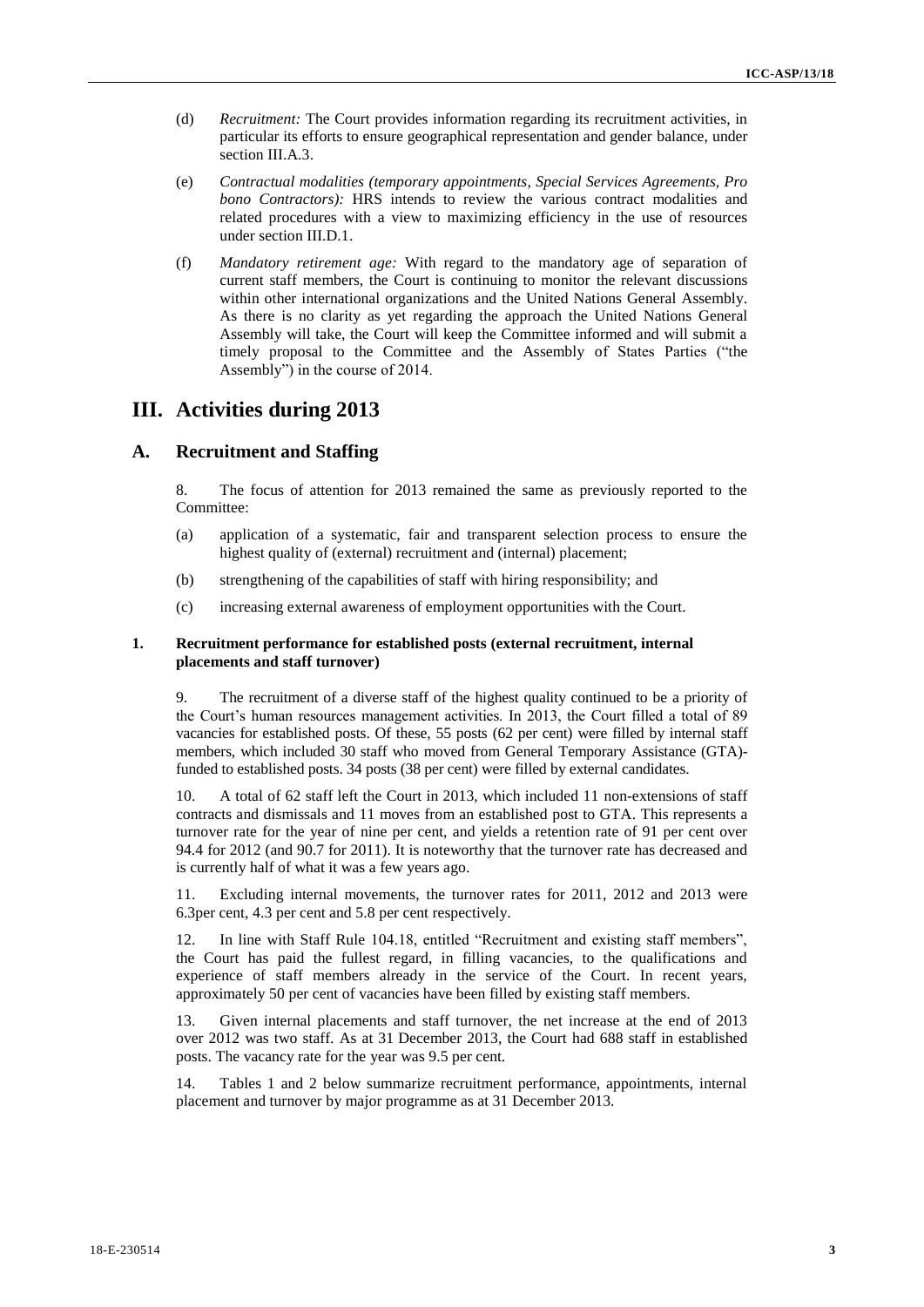(d) *Recruitment:* The Court provides information regarding its recruitment activities, in particular its efforts to ensure geographical representation and gender balance, under section III.A.3.

(e) *Contractual modalities (temporary appointments, Special Services Agreements, Pro bono Contractors):* HRS intends to review the various contract modalities and related procedures with a view to maximizing efficiency in the use of resources under section III.D.1.

(f) *Mandatory retirement age:* With regard to the mandatory age of separation of current staff members, the Court is continuing to monitor the relevant discussions within other international organizations and the United Nations General Assembly. As there is no clarity as yet regarding the approach the United Nations General Assembly will take, the Court will keep the Committee informed and will submit a timely proposal to the Committee and the Assembly of States Parties ("the Assembly") in the course of 2014.

# III. Activities during 2013

## A. Recruitment and Staffing

8. The focus of attention for 2013 remained the same as previously reported to the Committee:

(a) application of a systematic, fair and transparent selection process to ensure the highest quality of (external) recruitment and (internal) placement;

(b) strengthening of the capabilities of staff with hiring responsibility; and

(c) increasing external awareness of employment opportunities with the Court.

### 1. Recruitment performance for established posts (external recruitment, internal placements and staff turnover)

9. The recruitment of a diverse staff of the highest quality continued to be a priority of the Court's human resources management activities. In 2013, the Court filled a total of 89 vacancies for established posts. Of these, 55 posts (62 per cent) were filled by internal staff members, which included 30 staff who moved from General Temporary Assistance (GTA)-funded to established posts. 34 posts (38 per cent) were filled by external candidates.

10. A total of 62 staff left the Court in 2013, which included 11 non-extensions of staff contracts and dismissals and 11 moves from an established post to GTA. This represents a turnover rate for the year of nine per cent, and yields a retention rate of 91 per cent over 94.4 for 2012 (and 90.7 for 2011). It is noteworthy that the turnover rate has decreased and is currently half of what it was a few years ago.

11. Excluding internal movements, the turnover rates for 2011, 2012 and 2013 were 6.3per cent, 4.3 per cent and 5.8 per cent respectively.

12. In line with Staff Rule 104.18, entitled "Recruitment and existing staff members", the Court has paid the fullest regard, in filling vacancies, to the qualifications and experience of staff members already in the service of the Court. In recent years, approximately 50 per cent of vacancies have been filled by existing staff members.

13. Given internal placements and staff turnover, the net increase at the end of 2013 over 2012 was two staff. As at 31 December 2013, the Court had 688 staff in established posts. The vacancy rate for the year was 9.5 per cent.

14. Tables 1 and 2 below summarize recruitment performance, appointments, internal placement and turnover by major programme as at 31 December 2013.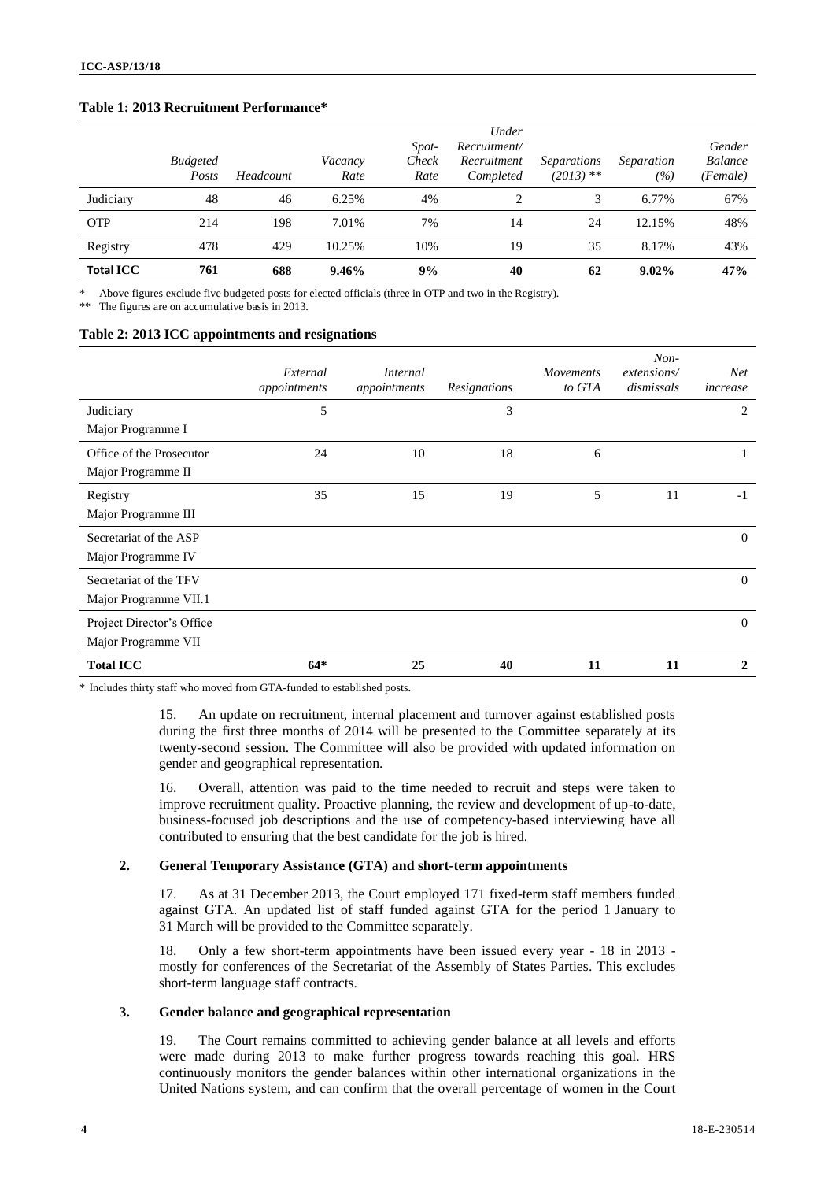**Table 1: 2013 Recruitment Performance***

| | *Budgeted Posts* | *Headcount* | *Vacancy Rate* | *Spot-Check Rate* | *Under Recruitment/ Recruitment Completed* | *Separations (2013) ***** | *Separation (%)* | *Gender Balance (Female)* |
|---|---|---|---|---|---|---|---|---|
| Judiciary | 48 | 46 | 6.25% | 4% | 2 | 3 | 6.77% | 67% |
| OTP | 214 | 198 | 7.01% | 7% | 14 | 24 | 12.15% | 48% |
| Registry | 478 | 429 | 10.25% | 10% | 19 | 35 | 8.17% | 43% |
| **Total ICC** | **761** | **688** | **9.46%** | **9%** | **40** | **62** | **9.02%** | **47%** |

\* Above figures exclude five budgeted posts for elected officials (three in OTP and two in the Registry).

\*\* The figures are on accumulative basis in 2013.

**Table 2: 2013 ICC appointments and resignations**

| | *External appointments* | *Internal appointments* | *Resignations* | *Movements to GTA* | *Non-extensions/ dismissals* | *Net increase* |
|---|---|---|---|---|---|---|
| Judiciary<br>Major Programme I | 5 | | 3 | | | 2 |
| Office of the Prosecutor<br>Major Programme II | 24 | 10 | 18 | 6 | | 1 |
| Registry<br>Major Programme III | 35 | 15 | 19 | 5 | 11 | -1 |
| Secretariat of the ASP<br>Major Programme IV | | | | | | 0 |
| Secretariat of the TFV<br>Major Programme VII.1 | | | | | | 0 |
| Project Director's Office<br>Major Programme VII | | | | | | 0 |
| **Total ICC** | **64*** | **25** | **40** | **11** | **11** | **2** |

\* Includes thirty staff who moved from GTA-funded to established posts.

15. An update on recruitment, internal placement and turnover against established posts during the first three months of 2014 will be presented to the Committee separately at its twenty-second session. The Committee will also be provided with updated information on gender and geographical representation.

16. Overall, attention was paid to the time needed to recruit and steps were taken to improve recruitment quality. Proactive planning, the review and development of up-to-date, business-focused job descriptions and the use of competency-based interviewing have all contributed to ensuring that the best candidate for the job is hired.

### 2. General Temporary Assistance (GTA) and short-term appointments

17. As at 31 December 2013, the Court employed 171 fixed-term staff members funded against GTA. An updated list of staff funded against GTA for the period 1 January to 31 March will be provided to the Committee separately.

18. Only a few short-term appointments have been issued every year - 18 in 2013 - mostly for conferences of the Secretariat of the Assembly of States Parties. This excludes short-term language staff contracts.

### 3. Gender balance and geographical representation

19. The Court remains committed to achieving gender balance at all levels and efforts were made during 2013 to make further progress towards reaching this goal. HRS continuously monitors the gender balances within other international organizations in the United Nations system, and can confirm that the overall percentage of women in the Court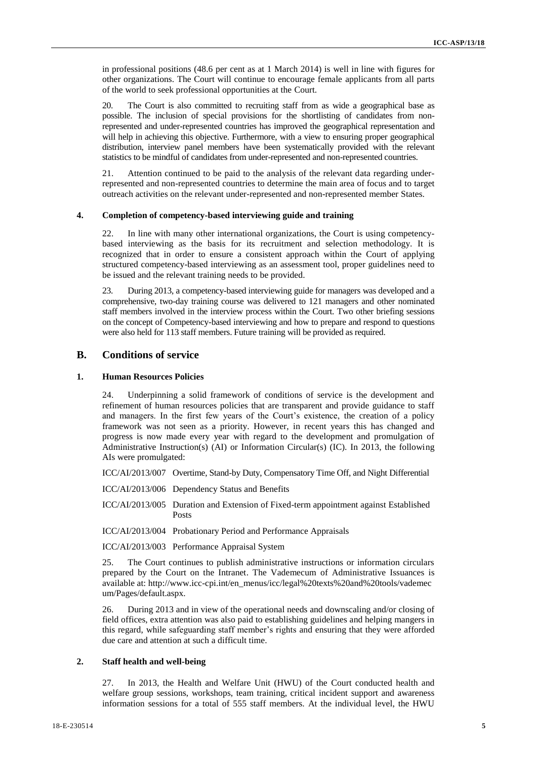in professional positions (48.6 per cent as at 1 March 2014) is well in line with figures for other organizations. The Court will continue to encourage female applicants from all parts of the world to seek professional opportunities at the Court.

20. The Court is also committed to recruiting staff from as wide a geographical base as possible. The inclusion of special provisions for the shortlisting of candidates from non-represented and under-represented countries has improved the geographical representation and will help in achieving this objective. Furthermore, with a view to ensuring proper geographical distribution, interview panel members have been systematically provided with the relevant statistics to be mindful of candidates from under-represented and non-represented countries.

21. Attention continued to be paid to the analysis of the relevant data regarding under-represented and non-represented countries to determine the main area of focus and to target outreach activities on the relevant under-represented and non-represented member States.

### 4. Completion of competency-based interviewing guide and training

22. In line with many other international organizations, the Court is using competency-based interviewing as the basis for its recruitment and selection methodology. It is recognized that in order to ensure a consistent approach within the Court of applying structured competency-based interviewing as an assessment tool, proper guidelines need to be issued and the relevant training needs to be provided.

23. During 2013, a competency-based interviewing guide for managers was developed and a comprehensive, two-day training course was delivered to 121 managers and other nominated staff members involved in the interview process within the Court. Two other briefing sessions on the concept of Competency-based interviewing and how to prepare and respond to questions were also held for 113 staff members. Future training will be provided as required.

## B. Conditions of service

### 1. Human Resources Policies

24. Underpinning a solid framework of conditions of service is the development and refinement of human resources policies that are transparent and provide guidance to staff and managers. In the first few years of the Court's existence, the creation of a policy framework was not seen as a priority. However, in recent years this has changed and progress is now made every year with regard to the development and promulgation of Administrative Instruction(s) (AI) or Information Circular(s) (IC). In 2013, the following AIs were promulgated:

ICC/AI/2013/007 Overtime, Stand-by Duty, Compensatory Time Off, and Night Differential

ICC/AI/2013/006 Dependency Status and Benefits

ICC/AI/2013/005 Duration and Extension of Fixed-term appointment against Established Posts

ICC/AI/2013/004 Probationary Period and Performance Appraisals

ICC/AI/2013/003 Performance Appraisal System

25. The Court continues to publish administrative instructions or information circulars prepared by the Court on the Intranet. The Vademecum of Administrative Issuances is available at: http://www.icc-cpi.int/en_menus/icc/legal%20texts%20and%20tools/vademecum/Pages/default.aspx.

26. During 2013 and in view of the operational needs and downscaling and/or closing of field offices, extra attention was also paid to establishing guidelines and helping mangers in this regard, while safeguarding staff member's rights and ensuring that they were afforded due care and attention at such a difficult time.

### 2. Staff health and well-being

27. In 2013, the Health and Welfare Unit (HWU) of the Court conducted health and welfare group sessions, workshops, team training, critical incident support and awareness information sessions for a total of 555 staff members. At the individual level, the HWU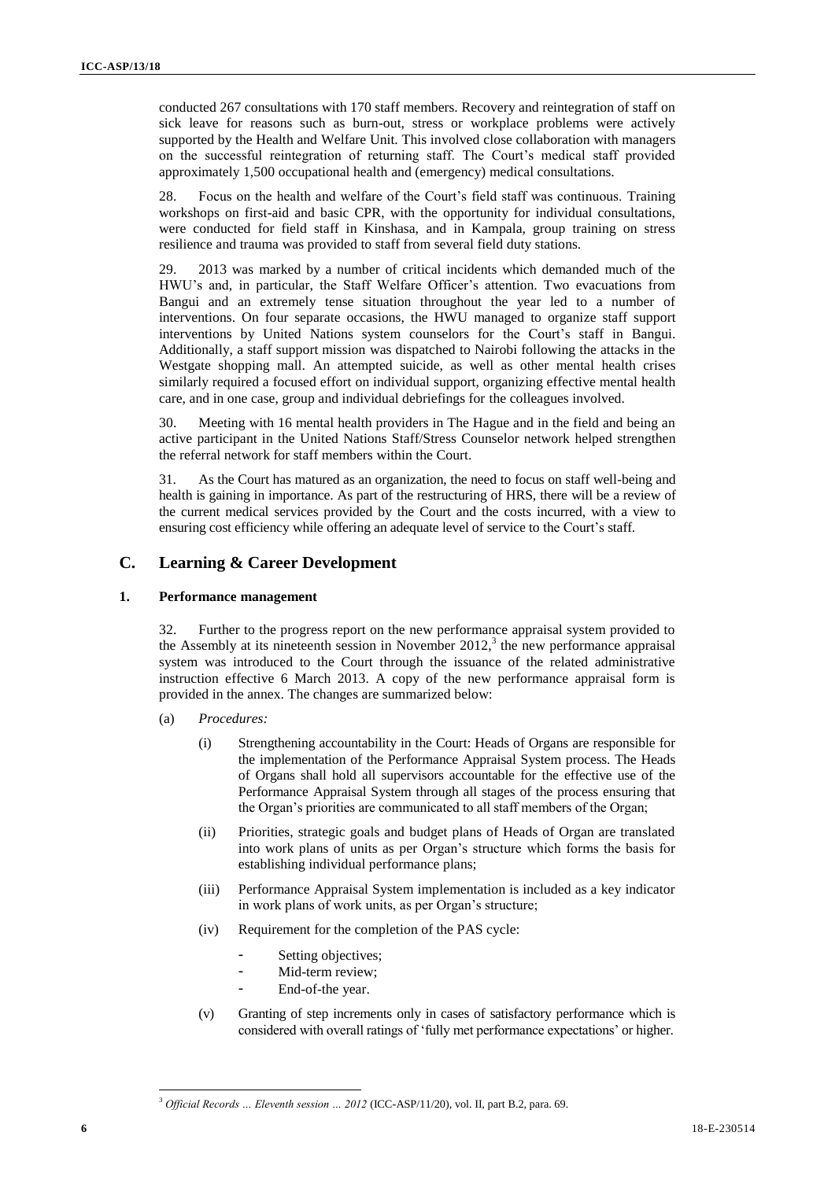conducted 267 consultations with 170 staff members. Recovery and reintegration of staff on sick leave for reasons such as burn-out, stress or workplace problems were actively supported by the Health and Welfare Unit. This involved close collaboration with managers on the successful reintegration of returning staff. The Court's medical staff provided approximately 1,500 occupational health and (emergency) medical consultations.

28. Focus on the health and welfare of the Court's field staff was continuous. Training workshops on first-aid and basic CPR, with the opportunity for individual consultations, were conducted for field staff in Kinshasa, and in Kampala, group training on stress resilience and trauma was provided to staff from several field duty stations.

29. 2013 was marked by a number of critical incidents which demanded much of the HWU's and, in particular, the Staff Welfare Officer's attention. Two evacuations from Bangui and an extremely tense situation throughout the year led to a number of interventions. On four separate occasions, the HWU managed to organize staff support interventions by United Nations system counselors for the Court's staff in Bangui. Additionally, a staff support mission was dispatched to Nairobi following the attacks in the Westgate shopping mall. An attempted suicide, as well as other mental health crises similarly required a focused effort on individual support, organizing effective mental health care, and in one case, group and individual debriefings for the colleagues involved.

30. Meeting with 16 mental health providers in The Hague and in the field and being an active participant in the United Nations Staff/Stress Counselor network helped strengthen the referral network for staff members within the Court.

31. As the Court has matured as an organization, the need to focus on staff well-being and health is gaining in importance. As part of the restructuring of HRS, there will be a review of the current medical services provided by the Court and the costs incurred, with a view to ensuring cost efficiency while offering an adequate level of service to the Court's staff.

## C. Learning & Career Development

### 1. Performance management

32. Further to the progress report on the new performance appraisal system provided to the Assembly at its nineteenth session in November 2012,[3] the new performance appraisal system was introduced to the Court through the issuance of the related administrative instruction effective 6 March 2013. A copy of the new performance appraisal form is provided in the annex. The changes are summarized below:

(a) *Procedures:*

(i) Strengthening accountability in the Court: Heads of Organs are responsible for the implementation of the Performance Appraisal System process. The Heads of Organs shall hold all supervisors accountable for the effective use of the Performance Appraisal System through all stages of the process ensuring that the Organ's priorities are communicated to all staff members of the Organ;

(ii) Priorities, strategic goals and budget plans of Heads of Organ are translated into work plans of units as per Organ's structure which forms the basis for establishing individual performance plans;

(iii) Performance Appraisal System implementation is included as a key indicator in work plans of work units, as per Organ's structure;

(iv) Requirement for the completion of the PAS cycle:

- Setting objectives;
- Mid-term review;
- End-of-the year.

(v) Granting of step increments only in cases of satisfactory performance which is considered with overall ratings of 'fully met performance expectations' or higher.

---

[3] *Official Records … Eleventh session … 2012* (ICC-ASP/11/20), vol. II, part B.2, para. 69.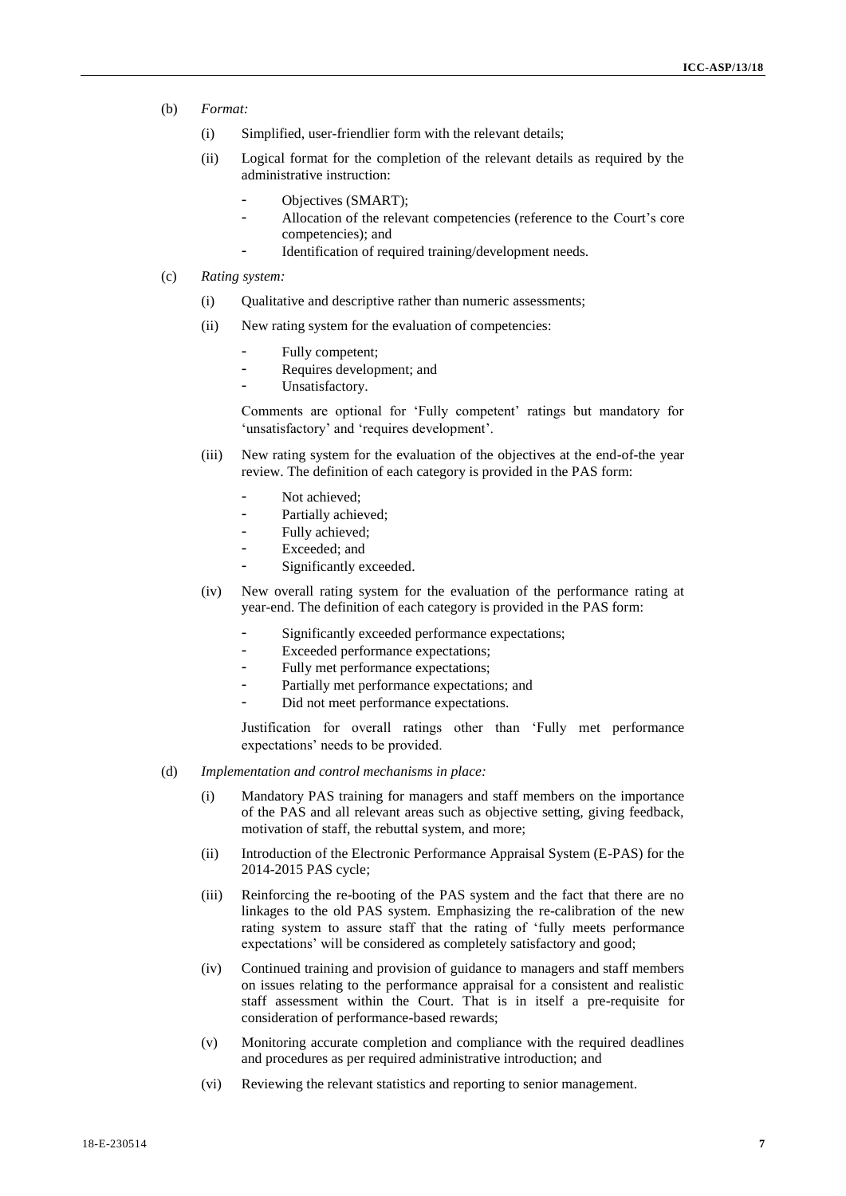(b) *Format:*

(i) Simplified, user-friendlier form with the relevant details;

(ii) Logical format for the completion of the relevant details as required by the administrative instruction:

- Objectives (SMART);
- Allocation of the relevant competencies (reference to the Court's core competencies); and
- Identification of required training/development needs.

(c) *Rating system:*

(i) Qualitative and descriptive rather than numeric assessments;

(ii) New rating system for the evaluation of competencies:

- Fully competent;
- Requires development; and
- Unsatisfactory.

Comments are optional for 'Fully competent' ratings but mandatory for 'unsatisfactory' and 'requires development'.

(iii) New rating system for the evaluation of the objectives at the end-of-the year review. The definition of each category is provided in the PAS form:

- Not achieved;
- Partially achieved;
- Fully achieved;
- Exceeded; and
- Significantly exceeded.

(iv) New overall rating system for the evaluation of the performance rating at year-end. The definition of each category is provided in the PAS form:

- Significantly exceeded performance expectations;
- Exceeded performance expectations;
- Fully met performance expectations;
- Partially met performance expectations; and
- Did not meet performance expectations.

Justification for overall ratings other than 'Fully met performance expectations' needs to be provided.

(d) *Implementation and control mechanisms in place:*

(i) Mandatory PAS training for managers and staff members on the importance of the PAS and all relevant areas such as objective setting, giving feedback, motivation of staff, the rebuttal system, and more;

(ii) Introduction of the Electronic Performance Appraisal System (E-PAS) for the 2014-2015 PAS cycle;

(iii) Reinforcing the re-booting of the PAS system and the fact that there are no linkages to the old PAS system. Emphasizing the re-calibration of the new rating system to assure staff that the rating of 'fully meets performance expectations' will be considered as completely satisfactory and good;

(iv) Continued training and provision of guidance to managers and staff members on issues relating to the performance appraisal for a consistent and realistic staff assessment within the Court. That is in itself a pre-requisite for consideration of performance-based rewards;

(v) Monitoring accurate completion and compliance with the required deadlines and procedures as per required administrative introduction; and

(vi) Reviewing the relevant statistics and reporting to senior management.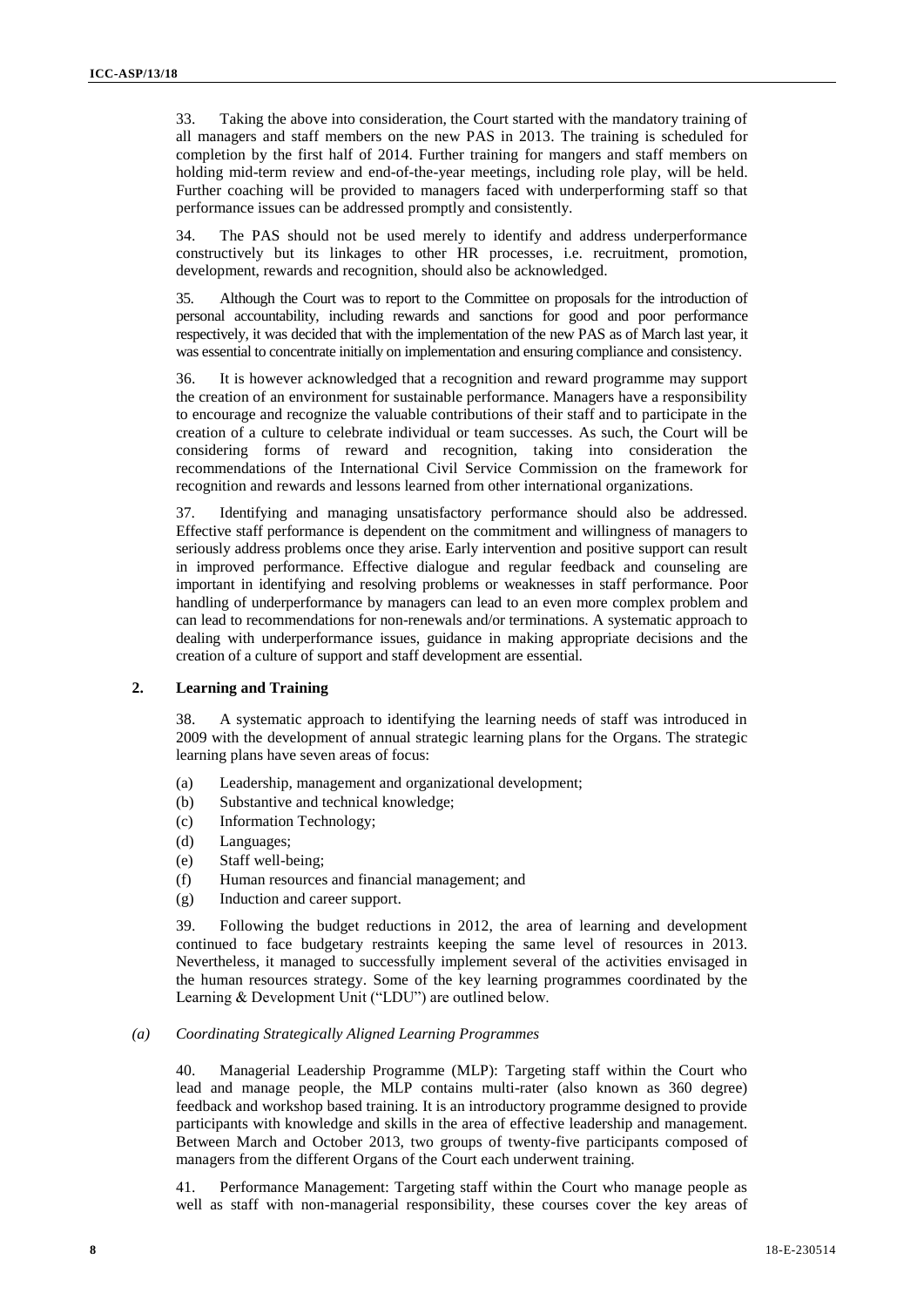33. Taking the above into consideration, the Court started with the mandatory training of all managers and staff members on the new PAS in 2013. The training is scheduled for completion by the first half of 2014. Further training for mangers and staff members on holding mid-term review and end-of-the-year meetings, including role play, will be held. Further coaching will be provided to managers faced with underperforming staff so that performance issues can be addressed promptly and consistently.

34. The PAS should not be used merely to identify and address underperformance constructively but its linkages to other HR processes, i.e. recruitment, promotion, development, rewards and recognition, should also be acknowledged.

35. Although the Court was to report to the Committee on proposals for the introduction of personal accountability, including rewards and sanctions for good and poor performance respectively, it was decided that with the implementation of the new PAS as of March last year, it was essential to concentrate initially on implementation and ensuring compliance and consistency.

36. It is however acknowledged that a recognition and reward programme may support the creation of an environment for sustainable performance. Managers have a responsibility to encourage and recognize the valuable contributions of their staff and to participate in the creation of a culture to celebrate individual or team successes. As such, the Court will be considering forms of reward and recognition, taking into consideration the recommendations of the International Civil Service Commission on the framework for recognition and rewards and lessons learned from other international organizations.

37. Identifying and managing unsatisfactory performance should also be addressed. Effective staff performance is dependent on the commitment and willingness of managers to seriously address problems once they arise. Early intervention and positive support can result in improved performance. Effective dialogue and regular feedback and counseling are important in identifying and resolving problems or weaknesses in staff performance. Poor handling of underperformance by managers can lead to an even more complex problem and can lead to recommendations for non-renewals and/or terminations. A systematic approach to dealing with underperformance issues, guidance in making appropriate decisions and the creation of a culture of support and staff development are essential.

## 2. Learning and Training

38. A systematic approach to identifying the learning needs of staff was introduced in 2009 with the development of annual strategic learning plans for the Organs. The strategic learning plans have seven areas of focus:

(a) Leadership, management and organizational development;

(b) Substantive and technical knowledge;

(c) Information Technology;

(d) Languages;

(e) Staff well-being;

(f) Human resources and financial management; and

(g) Induction and career support.

39. Following the budget reductions in 2012, the area of learning and development continued to face budgetary restraints keeping the same level of resources in 2013. Nevertheless, it managed to successfully implement several of the activities envisaged in the human resources strategy. Some of the key learning programmes coordinated by the Learning & Development Unit ("LDU") are outlined below.

### *(a) Coordinating Strategically Aligned Learning Programmes*

40. Managerial Leadership Programme (MLP): Targeting staff within the Court who lead and manage people, the MLP contains multi-rater (also known as 360 degree) feedback and workshop based training. It is an introductory programme designed to provide participants with knowledge and skills in the area of effective leadership and management. Between March and October 2013, two groups of twenty-five participants composed of managers from the different Organs of the Court each underwent training.

41. Performance Management: Targeting staff within the Court who manage people as well as staff with non-managerial responsibility, these courses cover the key areas of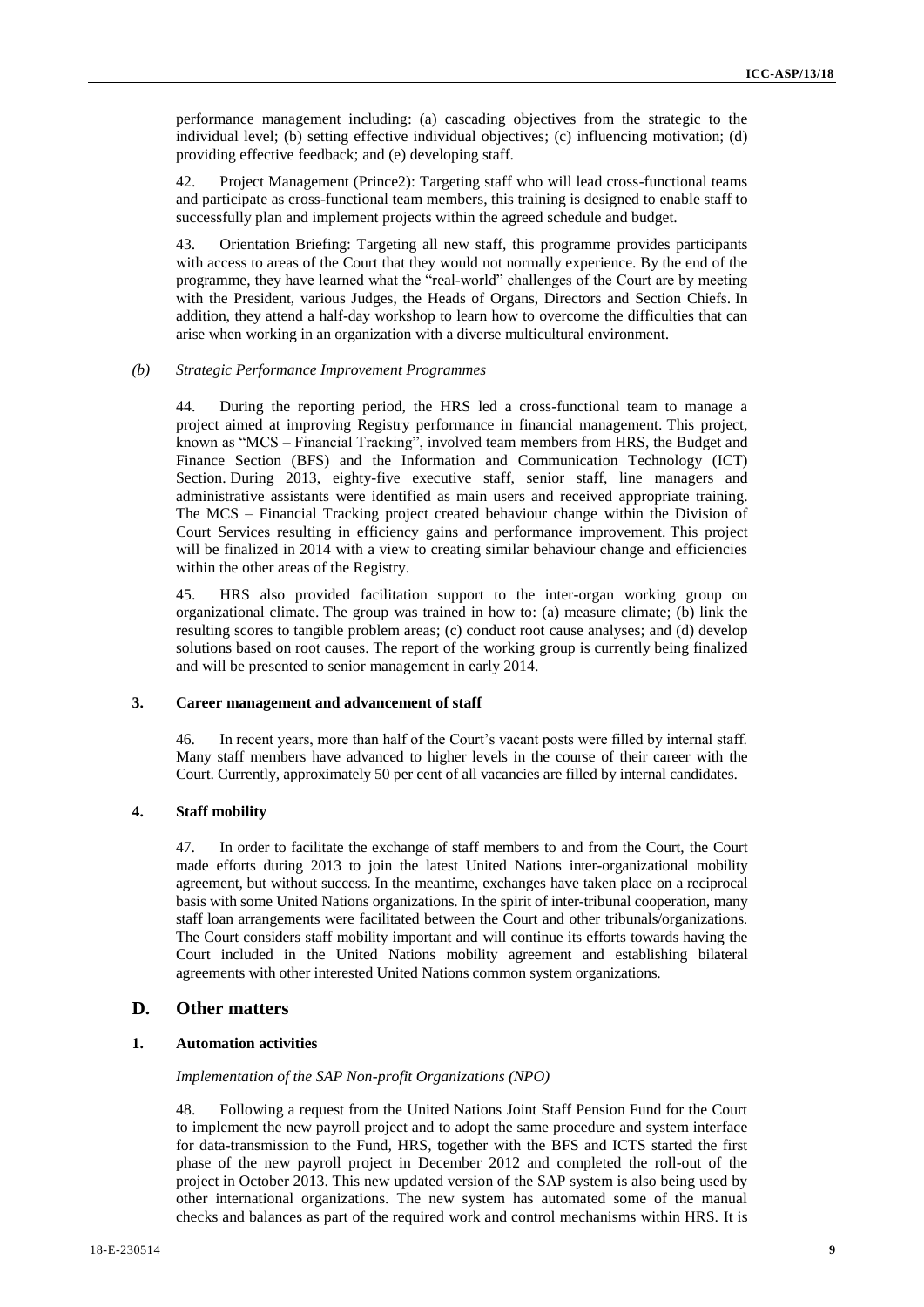performance management including: (a) cascading objectives from the strategic to the individual level; (b) setting effective individual objectives; (c) influencing motivation; (d) providing effective feedback; and (e) developing staff.

42. Project Management (Prince2): Targeting staff who will lead cross-functional teams and participate as cross-functional team members, this training is designed to enable staff to successfully plan and implement projects within the agreed schedule and budget.

43. Orientation Briefing: Targeting all new staff, this programme provides participants with access to areas of the Court that they would not normally experience. By the end of the programme, they have learned what the "real-world" challenges of the Court are by meeting with the President, various Judges, the Heads of Organs, Directors and Section Chiefs. In addition, they attend a half-day workshop to learn how to overcome the difficulties that can arise when working in an organization with a diverse multicultural environment.

#### *(b) Strategic Performance Improvement Programmes*

44. During the reporting period, the HRS led a cross-functional team to manage a project aimed at improving Registry performance in financial management. This project, known as "MCS – Financial Tracking", involved team members from HRS, the Budget and Finance Section (BFS) and the Information and Communication Technology (ICT) Section. During 2013, eighty-five executive staff, senior staff, line managers and administrative assistants were identified as main users and received appropriate training. The MCS – Financial Tracking project created behaviour change within the Division of Court Services resulting in efficiency gains and performance improvement. This project will be finalized in 2014 with a view to creating similar behaviour change and efficiencies within the other areas of the Registry.

45. HRS also provided facilitation support to the inter-organ working group on organizational climate. The group was trained in how to: (a) measure climate; (b) link the resulting scores to tangible problem areas; (c) conduct root cause analyses; and (d) develop solutions based on root causes. The report of the working group is currently being finalized and will be presented to senior management in early 2014.

### 3. Career management and advancement of staff

46. In recent years, more than half of the Court's vacant posts were filled by internal staff. Many staff members have advanced to higher levels in the course of their career with the Court. Currently, approximately 50 per cent of all vacancies are filled by internal candidates.

### 4. Staff mobility

47. In order to facilitate the exchange of staff members to and from the Court, the Court made efforts during 2013 to join the latest United Nations inter-organizational mobility agreement, but without success. In the meantime, exchanges have taken place on a reciprocal basis with some United Nations organizations. In the spirit of inter-tribunal cooperation, many staff loan arrangements were facilitated between the Court and other tribunals/organizations. The Court considers staff mobility important and will continue its efforts towards having the Court included in the United Nations mobility agreement and establishing bilateral agreements with other interested United Nations common system organizations.

## D. Other matters

### 1. Automation activities

*Implementation of the SAP Non-profit Organizations (NPO)*

48. Following a request from the United Nations Joint Staff Pension Fund for the Court to implement the new payroll project and to adopt the same procedure and system interface for data-transmission to the Fund, HRS, together with the BFS and ICTS started the first phase of the new payroll project in December 2012 and completed the roll-out of the project in October 2013. This new updated version of the SAP system is also being used by other international organizations. The new system has automated some of the manual checks and balances as part of the required work and control mechanisms within HRS. It is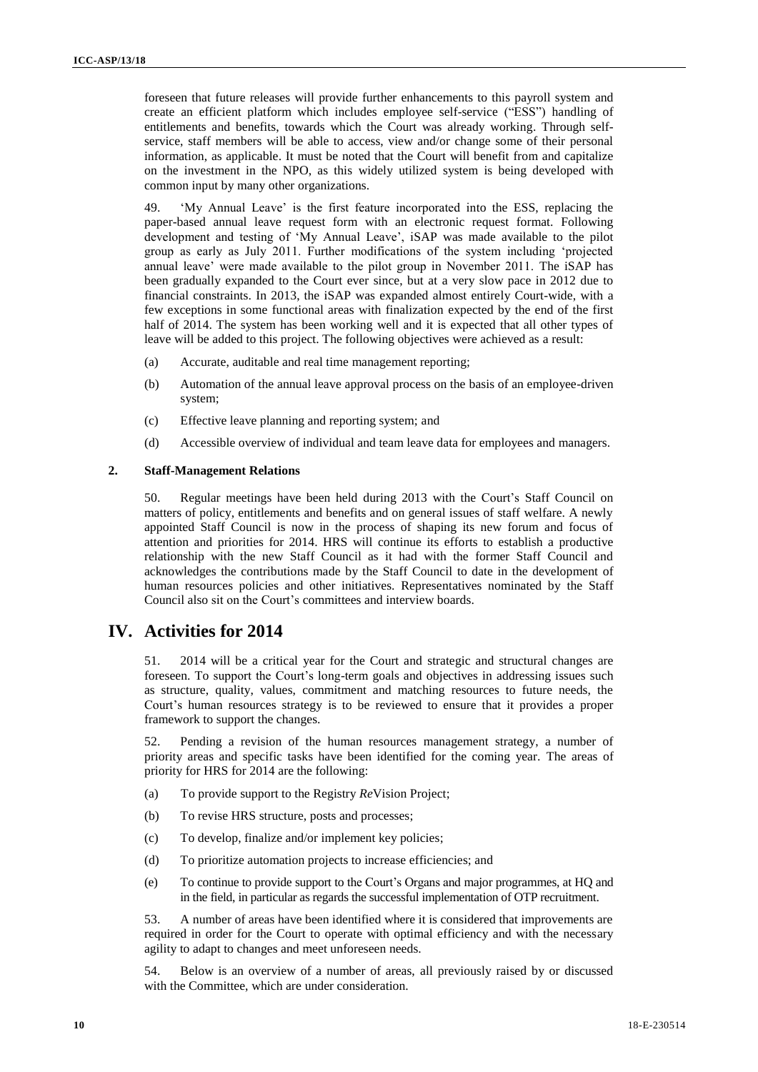foreseen that future releases will provide further enhancements to this payroll system and create an efficient platform which includes employee self-service ("ESS") handling of entitlements and benefits, towards which the Court was already working. Through self-service, staff members will be able to access, view and/or change some of their personal information, as applicable. It must be noted that the Court will benefit from and capitalize on the investment in the NPO, as this widely utilized system is being developed with common input by many other organizations.

49. 'My Annual Leave' is the first feature incorporated into the ESS, replacing the paper-based annual leave request form with an electronic request format. Following development and testing of 'My Annual Leave', iSAP was made available to the pilot group as early as July 2011. Further modifications of the system including 'projected annual leave' were made available to the pilot group in November 2011. The iSAP has been gradually expanded to the Court ever since, but at a very slow pace in 2012 due to financial constraints. In 2013, the iSAP was expanded almost entirely Court-wide, with a few exceptions in some functional areas with finalization expected by the end of the first half of 2014. The system has been working well and it is expected that all other types of leave will be added to this project. The following objectives were achieved as a result:

(a) Accurate, auditable and real time management reporting;

(b) Automation of the annual leave approval process on the basis of an employee-driven system;

(c) Effective leave planning and reporting system; and

(d) Accessible overview of individual and team leave data for employees and managers.

### 2. Staff-Management Relations

50. Regular meetings have been held during 2013 with the Court's Staff Council on matters of policy, entitlements and benefits and on general issues of staff welfare. A newly appointed Staff Council is now in the process of shaping its new forum and focus of attention and priorities for 2014. HRS will continue its efforts to establish a productive relationship with the new Staff Council as it had with the former Staff Council and acknowledges the contributions made by the Staff Council to date in the development of human resources policies and other initiatives. Representatives nominated by the Staff Council also sit on the Court's committees and interview boards.

## IV. Activities for 2014

51. 2014 will be a critical year for the Court and strategic and structural changes are foreseen. To support the Court's long-term goals and objectives in addressing issues such as structure, quality, values, commitment and matching resources to future needs, the Court's human resources strategy is to be reviewed to ensure that it provides a proper framework to support the changes.

52. Pending a revision of the human resources management strategy, a number of priority areas and specific tasks have been identified for the coming year. The areas of priority for HRS for 2014 are the following:

(a) To provide support to the Registry *Re*Vision Project;

(b) To revise HRS structure, posts and processes;

(c) To develop, finalize and/or implement key policies;

(d) To prioritize automation projects to increase efficiencies; and

(e) To continue to provide support to the Court's Organs and major programmes, at HQ and in the field, in particular as regards the successful implementation of OTP recruitment.

53. A number of areas have been identified where it is considered that improvements are required in order for the Court to operate with optimal efficiency and with the necessary agility to adapt to changes and meet unforeseen needs.

54. Below is an overview of a number of areas, all previously raised by or discussed with the Committee, which are under consideration.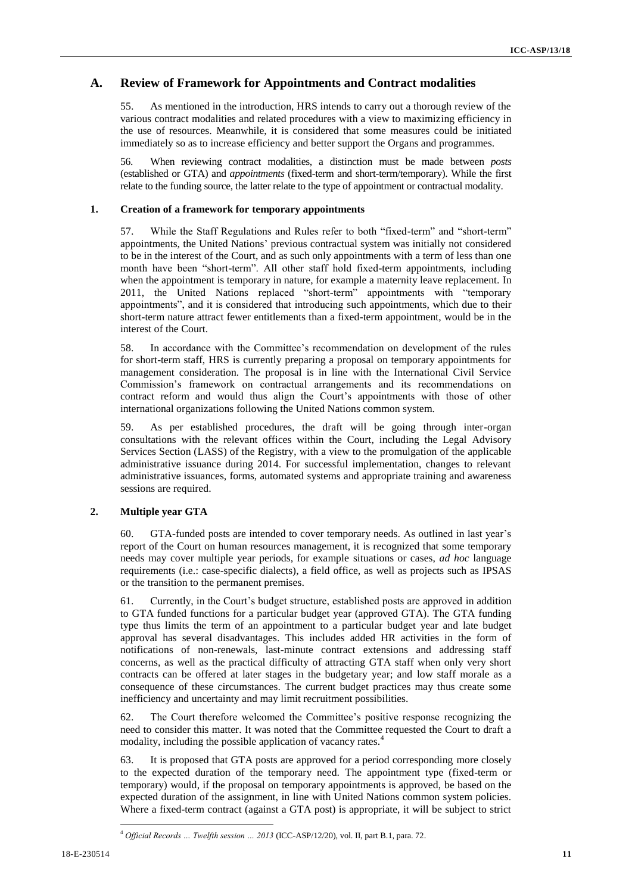## A. Review of Framework for Appointments and Contract modalities

55. As mentioned in the introduction, HRS intends to carry out a thorough review of the various contract modalities and related procedures with a view to maximizing efficiency in the use of resources. Meanwhile, it is considered that some measures could be initiated immediately so as to increase efficiency and better support the Organs and programmes.

56. When reviewing contract modalities, a distinction must be made between *posts* (established or GTA) and *appointments* (fixed-term and short-term/temporary). While the first relate to the funding source, the latter relate to the type of appointment or contractual modality.

### 1. Creation of a framework for temporary appointments

57. While the Staff Regulations and Rules refer to both "fixed-term" and "short-term" appointments, the United Nations' previous contractual system was initially not considered to be in the interest of the Court, and as such only appointments with a term of less than one month have been "short-term". All other staff hold fixed-term appointments, including when the appointment is temporary in nature, for example a maternity leave replacement. In 2011, the United Nations replaced "short-term" appointments with "temporary appointments", and it is considered that introducing such appointments, which due to their short-term nature attract fewer entitlements than a fixed-term appointment, would be in the interest of the Court.

58. In accordance with the Committee's recommendation on development of the rules for short-term staff, HRS is currently preparing a proposal on temporary appointments for management consideration. The proposal is in line with the International Civil Service Commission's framework on contractual arrangements and its recommendations on contract reform and would thus align the Court's appointments with those of other international organizations following the United Nations common system.

59. As per established procedures, the draft will be going through inter-organ consultations with the relevant offices within the Court, including the Legal Advisory Services Section (LASS) of the Registry, with a view to the promulgation of the applicable administrative issuance during 2014. For successful implementation, changes to relevant administrative issuances, forms, automated systems and appropriate training and awareness sessions are required.

### 2. Multiple year GTA

60. GTA-funded posts are intended to cover temporary needs. As outlined in last year's report of the Court on human resources management, it is recognized that some temporary needs may cover multiple year periods, for example situations or cases, *ad hoc* language requirements (i.e.: case-specific dialects), a field office, as well as projects such as IPSAS or the transition to the permanent premises.

61. Currently, in the Court's budget structure, established posts are approved in addition to GTA funded functions for a particular budget year (approved GTA). The GTA funding type thus limits the term of an appointment to a particular budget year and late budget approval has several disadvantages. This includes added HR activities in the form of notifications of non-renewals, last-minute contract extensions and addressing staff concerns, as well as the practical difficulty of attracting GTA staff when only very short contracts can be offered at later stages in the budgetary year; and low staff morale as a consequence of these circumstances. The current budget practices may thus create some inefficiency and uncertainty and may limit recruitment possibilities.

62. The Court therefore welcomed the Committee's positive response recognizing the need to consider this matter. It was noted that the Committee requested the Court to draft a modality, including the possible application of vacancy rates.[4]

63. It is proposed that GTA posts are approved for a period corresponding more closely to the expected duration of the temporary need. The appointment type (fixed-term or temporary) would, if the proposal on temporary appointments is approved, be based on the expected duration of the assignment, in line with United Nations common system policies. Where a fixed-term contract (against a GTA post) is appropriate, it will be subject to strict

---

[4] *Official Records … Twelfth session … 2013* (ICC-ASP/12/20), vol. II, part B.1, para. 72.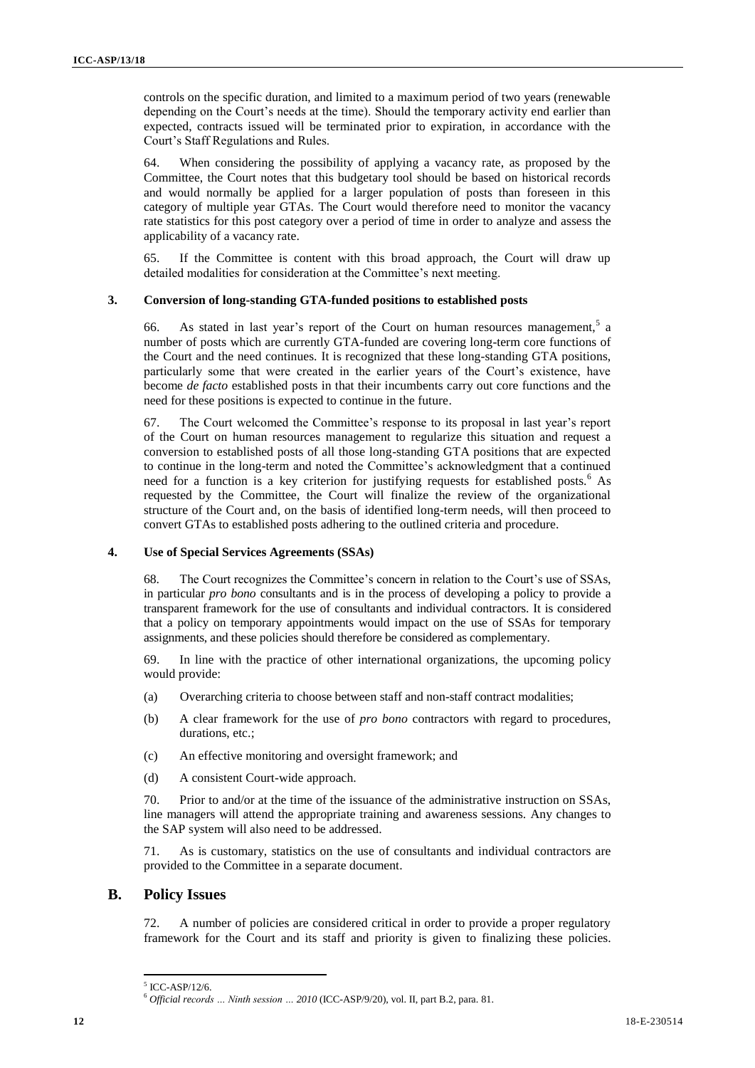controls on the specific duration, and limited to a maximum period of two years (renewable depending on the Court's needs at the time). Should the temporary activity end earlier than expected, contracts issued will be terminated prior to expiration, in accordance with the Court's Staff Regulations and Rules.

64. When considering the possibility of applying a vacancy rate, as proposed by the Committee, the Court notes that this budgetary tool should be based on historical records and would normally be applied for a larger population of posts than foreseen in this category of multiple year GTAs. The Court would therefore need to monitor the vacancy rate statistics for this post category over a period of time in order to analyze and assess the applicability of a vacancy rate.

65. If the Committee is content with this broad approach, the Court will draw up detailed modalities for consideration at the Committee's next meeting.

### 3. Conversion of long-standing GTA-funded positions to established posts

66. As stated in last year's report of the Court on human resources management,[5] a number of posts which are currently GTA-funded are covering long-term core functions of the Court and the need continues. It is recognized that these long-standing GTA positions, particularly some that were created in the earlier years of the Court's existence, have become *de facto* established posts in that their incumbents carry out core functions and the need for these positions is expected to continue in the future.

67. The Court welcomed the Committee's response to its proposal in last year's report of the Court on human resources management to regularize this situation and request a conversion to established posts of all those long-standing GTA positions that are expected to continue in the long-term and noted the Committee's acknowledgment that a continued need for a function is a key criterion for justifying requests for established posts.[6] As requested by the Committee, the Court will finalize the review of the organizational structure of the Court and, on the basis of identified long-term needs, will then proceed to convert GTAs to established posts adhering to the outlined criteria and procedure.

### 4. Use of Special Services Agreements (SSAs)

68. The Court recognizes the Committee's concern in relation to the Court's use of SSAs, in particular *pro bono* consultants and is in the process of developing a policy to provide a transparent framework for the use of consultants and individual contractors. It is considered that a policy on temporary appointments would impact on the use of SSAs for temporary assignments, and these policies should therefore be considered as complementary.

69. In line with the practice of other international organizations, the upcoming policy would provide:

(a) Overarching criteria to choose between staff and non-staff contract modalities;

(b) A clear framework for the use of *pro bono* contractors with regard to procedures, durations, etc.;

(c) An effective monitoring and oversight framework; and

(d) A consistent Court-wide approach.

70. Prior to and/or at the time of the issuance of the administrative instruction on SSAs, line managers will attend the appropriate training and awareness sessions. Any changes to the SAP system will also need to be addressed.

71. As is customary, statistics on the use of consultants and individual contractors are provided to the Committee in a separate document.

## B. Policy Issues

72. A number of policies are considered critical in order to provide a proper regulatory framework for the Court and its staff and priority is given to finalizing these policies.

---

[5] ICC-ASP/12/6.

[6] *Official records … Ninth session … 2010* (ICC-ASP/9/20), vol. II, part B.2, para. 81.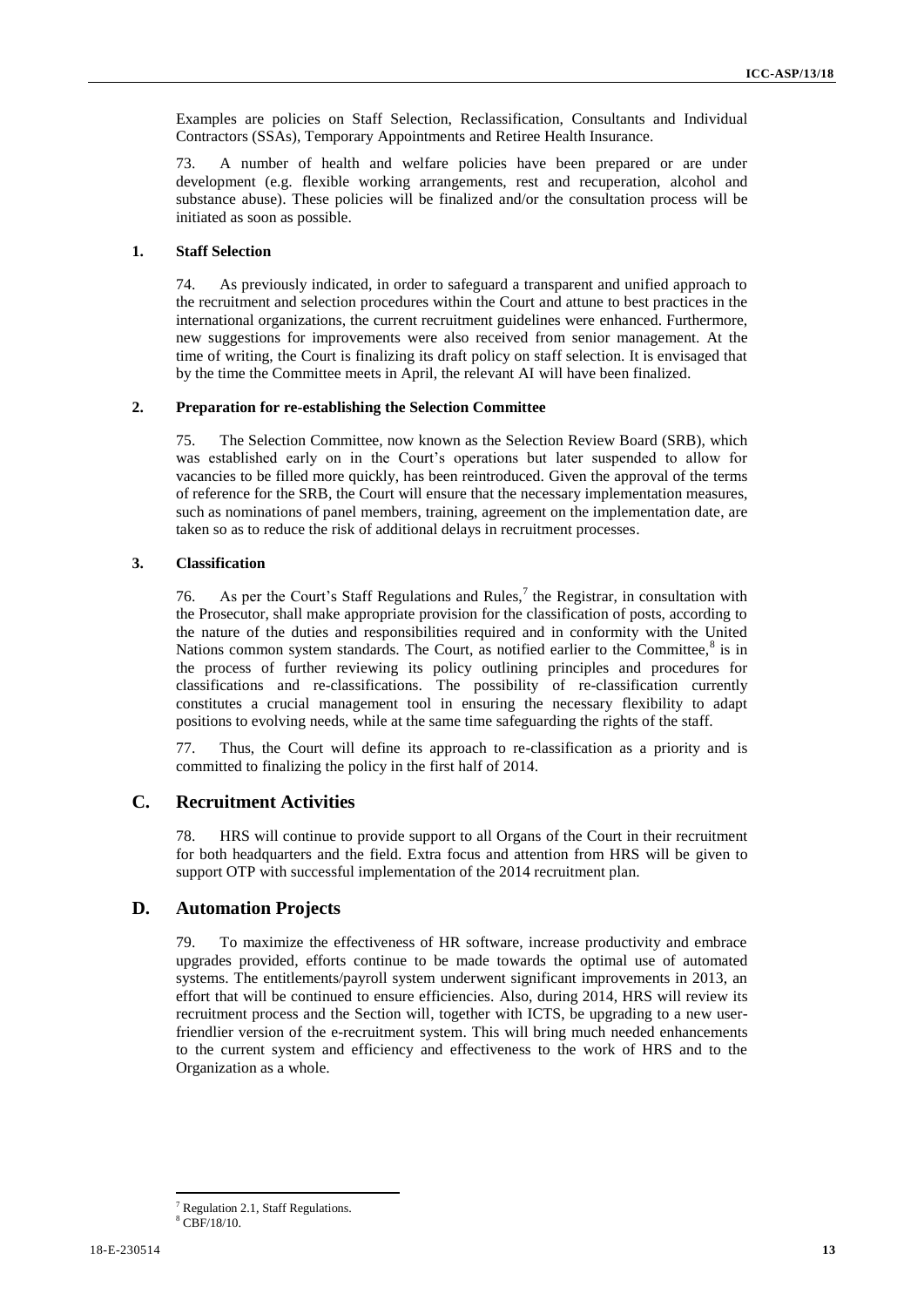Examples are policies on Staff Selection, Reclassification, Consultants and Individual Contractors (SSAs), Temporary Appointments and Retiree Health Insurance.

73. A number of health and welfare policies have been prepared or are under development (e.g. flexible working arrangements, rest and recuperation, alcohol and substance abuse). These policies will be finalized and/or the consultation process will be initiated as soon as possible.

### 1. Staff Selection

74. As previously indicated, in order to safeguard a transparent and unified approach to the recruitment and selection procedures within the Court and attune to best practices in the international organizations, the current recruitment guidelines were enhanced. Furthermore, new suggestions for improvements were also received from senior management. At the time of writing, the Court is finalizing its draft policy on staff selection. It is envisaged that by the time the Committee meets in April, the relevant AI will have been finalized.

### 2. Preparation for re-establishing the Selection Committee

75. The Selection Committee, now known as the Selection Review Board (SRB), which was established early on in the Court's operations but later suspended to allow for vacancies to be filled more quickly, has been reintroduced. Given the approval of the terms of reference for the SRB, the Court will ensure that the necessary implementation measures, such as nominations of panel members, training, agreement on the implementation date, are taken so as to reduce the risk of additional delays in recruitment processes.

### 3. Classification

76. As per the Court's Staff Regulations and Rules,[7] the Registrar, in consultation with the Prosecutor, shall make appropriate provision for the classification of posts, according to the nature of the duties and responsibilities required and in conformity with the United Nations common system standards. The Court, as notified earlier to the Committee,[8] is in the process of further reviewing its policy outlining principles and procedures for classifications and re-classifications. The possibility of re-classification currently constitutes a crucial management tool in ensuring the necessary flexibility to adapt positions to evolving needs, while at the same time safeguarding the rights of the staff.

77. Thus, the Court will define its approach to re-classification as a priority and is committed to finalizing the policy in the first half of 2014.

## C. Recruitment Activities

78. HRS will continue to provide support to all Organs of the Court in their recruitment for both headquarters and the field. Extra focus and attention from HRS will be given to support OTP with successful implementation of the 2014 recruitment plan.

## D. Automation Projects

79. To maximize the effectiveness of HR software, increase productivity and embrace upgrades provided, efforts continue to be made towards the optimal use of automated systems. The entitlements/payroll system underwent significant improvements in 2013, an effort that will be continued to ensure efficiencies. Also, during 2014, HRS will review its recruitment process and the Section will, together with ICTS, be upgrading to a new user-friendlier version of the e-recruitment system. This will bring much needed enhancements to the current system and efficiency and effectiveness to the work of HRS and to the Organization as a whole.

---

[7] Regulation 2.1, Staff Regulations.

[8] CBF/18/10.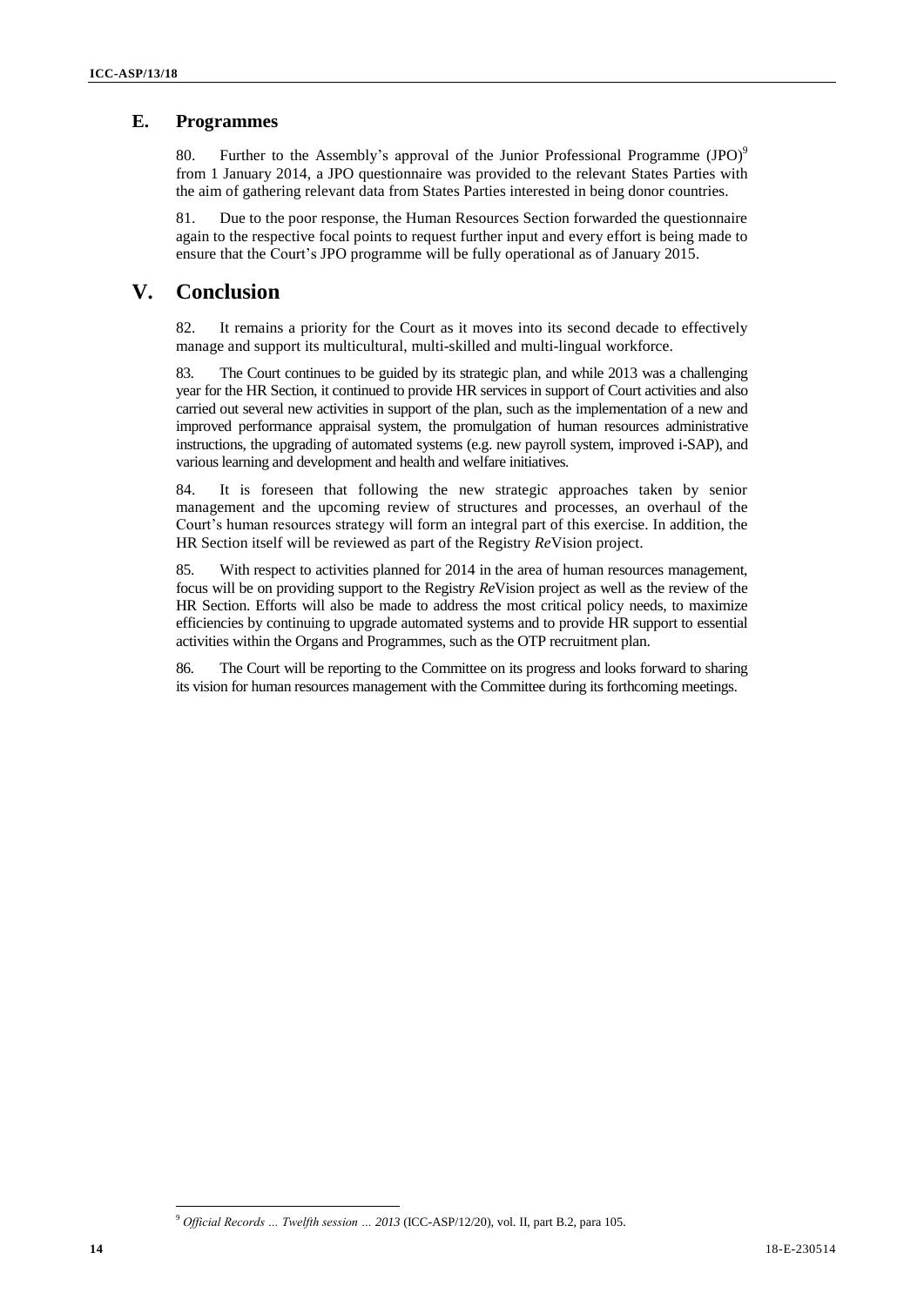## E. Programmes

80. Further to the Assembly's approval of the Junior Professional Programme (JPO)[9] from 1 January 2014, a JPO questionnaire was provided to the relevant States Parties with the aim of gathering relevant data from States Parties interested in being donor countries.

81. Due to the poor response, the Human Resources Section forwarded the questionnaire again to the respective focal points to request further input and every effort is being made to ensure that the Court's JPO programme will be fully operational as of January 2015.

# V. Conclusion

82. It remains a priority for the Court as it moves into its second decade to effectively manage and support its multicultural, multi-skilled and multi-lingual workforce.

83. The Court continues to be guided by its strategic plan, and while 2013 was a challenging year for the HR Section, it continued to provide HR services in support of Court activities and also carried out several new activities in support of the plan, such as the implementation of a new and improved performance appraisal system, the promulgation of human resources administrative instructions, the upgrading of automated systems (e.g. new payroll system, improved i-SAP), and various learning and development and health and welfare initiatives.

84. It is foreseen that following the new strategic approaches taken by senior management and the upcoming review of structures and processes, an overhaul of the Court's human resources strategy will form an integral part of this exercise. In addition, the HR Section itself will be reviewed as part of the Registry *Re*Vision project.

85. With respect to activities planned for 2014 in the area of human resources management, focus will be on providing support to the Registry *Re*Vision project as well as the review of the HR Section. Efforts will also be made to address the most critical policy needs, to maximize efficiencies by continuing to upgrade automated systems and to provide HR support to essential activities within the Organs and Programmes, such as the OTP recruitment plan.

86. The Court will be reporting to the Committee on its progress and looks forward to sharing its vision for human resources management with the Committee during its forthcoming meetings.

---

[9] *Official Records … Twelfth session … 2013* (ICC-ASP/12/20), vol. II, part B.2, para 105.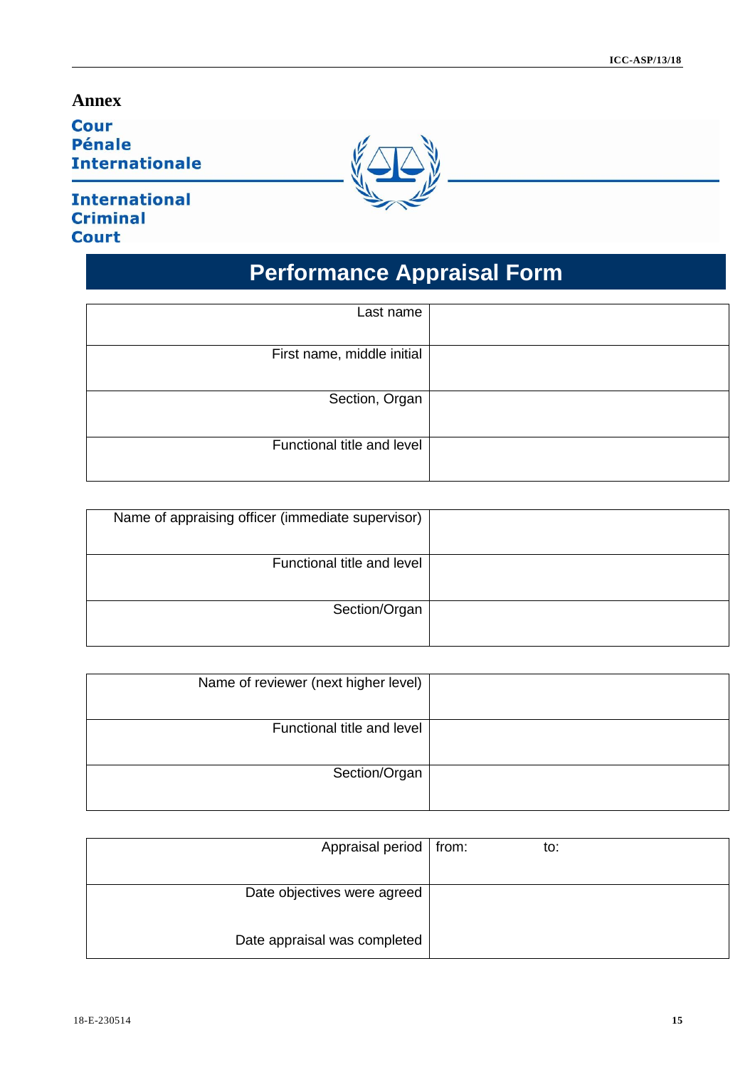## Annex

**Cour Pénale Internationale**

**International Criminal Court**

# Performance Appraisal Form

| | |
|---|---|
| Last name | |
| First name, middle initial | |
| Section, Organ | |
| Functional title and level | |

| | |
|---|---|
| Name of appraising officer (immediate supervisor) | |
| Functional title and level | |
| Section/Organ | |

| | |
|---|---|
| Name of reviewer (next higher level) | |
| Functional title and level | |
| Section/Organ | |

| | |
|---|---|
| Appraisal period | from: to: |
| Date objectives were agreed | |
| Date appraisal was completed | |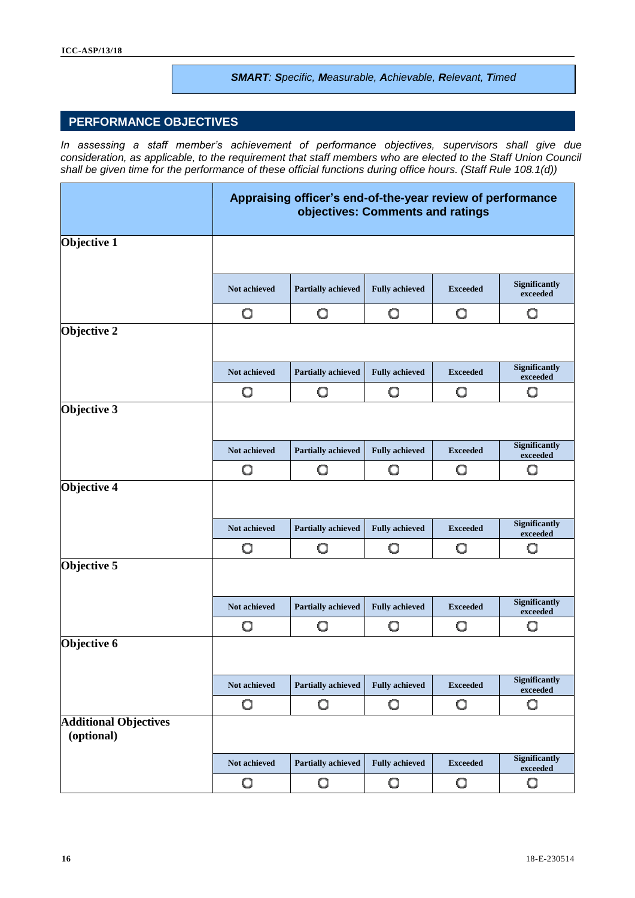***SMART**: **S**pecific, **M**easurable, **A**chievable, **R**elevant, **T**imed*

## PERFORMANCE OBJECTIVES

*In assessing a staff member's achievement of performance objectives, supervisors shall give due consideration, as applicable, to the requirement that staff members who are elected to the Staff Union Council shall be given time for the performance of these official functions during office hours. (Staff Rule 108.1(d))*

| | **Appraising officer's end-of-the-year review of performance objectives: Comments and ratings** | | | | |
|---|---|---|---|---|---|
| **Objective 1** | | | | | |
| | **Not achieved** | **Partially achieved** | **Fully achieved** | **Exceeded** | **Significantly exceeded** |
| | ○ | ○ | ○ | ○ | ○ |
| **Objective 2** | | | | | |
| | **Not achieved** | **Partially achieved** | **Fully achieved** | **Exceeded** | **Significantly exceeded** |
| | ○ | ○ | ○ | ○ | ○ |
| **Objective 3** | | | | | |
| | **Not achieved** | **Partially achieved** | **Fully achieved** | **Exceeded** | **Significantly exceeded** |
| | ○ | ○ | ○ | ○ | ○ |
| **Objective 4** | | | | | |
| | **Not achieved** | **Partially achieved** | **Fully achieved** | **Exceeded** | **Significantly exceeded** |
| | ○ | ○ | ○ | ○ | ○ |
| **Objective 5** | | | | | |
| | **Not achieved** | **Partially achieved** | **Fully achieved** | **Exceeded** | **Significantly exceeded** |
| | ○ | ○ | ○ | ○ | ○ |
| **Objective 6** | | | | | |
| | **Not achieved** | **Partially achieved** | **Fully achieved** | **Exceeded** | **Significantly exceeded** |
| | ○ | ○ | ○ | ○ | ○ |
| **Additional Objectives (optional)** | | | | | |
| | **Not achieved** | **Partially achieved** | **Fully achieved** | **Exceeded** | **Significantly exceeded** |
| | ○ | ○ | ○ | ○ | ○ |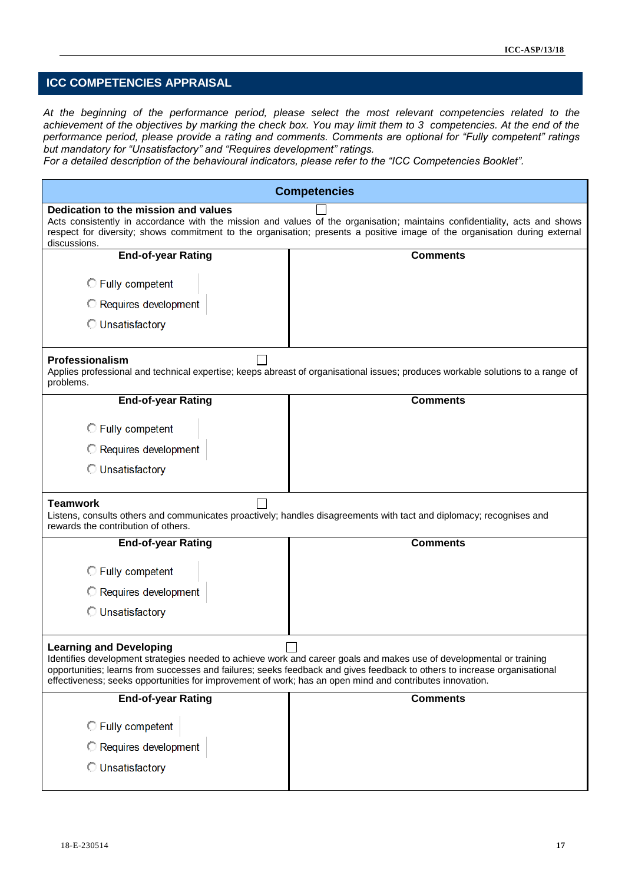## ICC COMPETENCIES APPRAISAL

*At the beginning of the performance period, please select the most relevant competencies related to the achievement of the objectives by marking the check box. You may limit them to 3 competencies. At the end of the performance period, please provide a rating and comments. Comments are optional for "Fully competent" ratings but mandatory for "Unsatisfactory" and "Requires development" ratings.*
*For a detailed description of the behavioural indicators, please refer to the "ICC Competencies Booklet".*

| Competencies | |
|---|---|
| **Dedication to the mission and values** ☐<br>Acts consistently in accordance with the mission and values of the organisation; maintains confidentiality, acts and shows respect for diversity; shows commitment to the organisation; presents a positive image of the organisation during external discussions. | |
| **End-of-year Rating** | **Comments** |
| ○ Fully competent<br>○ Requires development<br>○ Unsatisfactory | |
| **Professionalism** ☐<br>Applies professional and technical expertise; keeps abreast of organisational issues; produces workable solutions to a range of problems. | |
| **End-of-year Rating** | **Comments** |
| ○ Fully competent<br>○ Requires development<br>○ Unsatisfactory | |
| **Teamwork** ☐<br>Listens, consults others and communicates proactively; handles disagreements with tact and diplomacy; recognises and rewards the contribution of others. | |
| **End-of-year Rating** | **Comments** |
| ○ Fully competent<br>○ Requires development<br>○ Unsatisfactory | |
| **Learning and Developing** ☐<br>Identifies development strategies needed to achieve work and career goals and makes use of developmental or training opportunities; learns from successes and failures; seeks feedback and gives feedback to others to increase organisational effectiveness; seeks opportunities for improvement of work; has an open mind and contributes innovation. | |
| **End-of-year Rating** | **Comments** |
| ○ Fully competent<br>○ Requires development<br>○ Unsatisfactory | |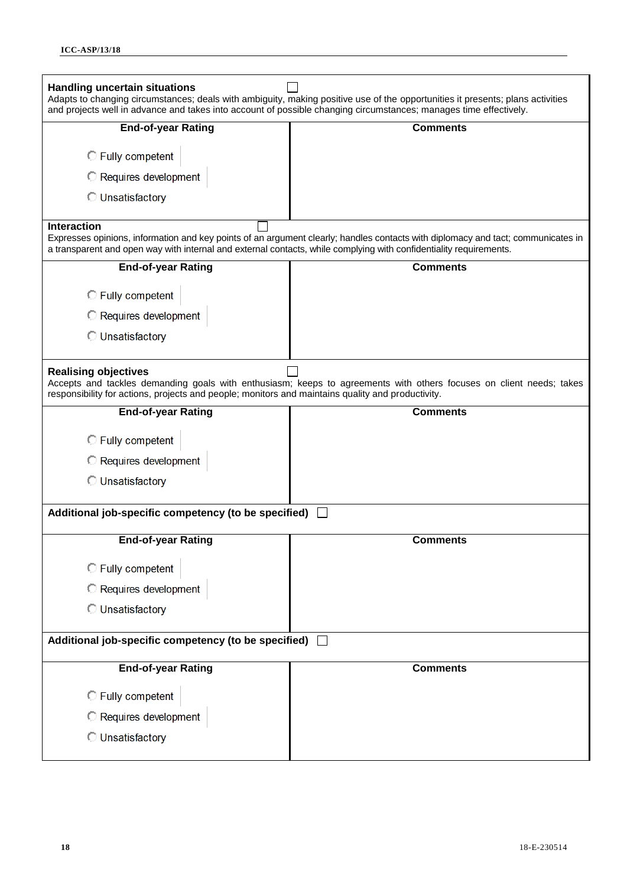**Handling uncertain situations** ☐
Adapts to changing circumstances; deals with ambiguity, making positive use of the opportunities it presents; plans activities and projects well in advance and takes into account of possible changing circumstances; manages time effectively.

| End-of-year Rating | Comments |
| --- | --- |
| ○ Fully competent<br>○ Requires development<br>○ Unsatisfactory | |

**Interaction** ☐
Expresses opinions, information and key points of an argument clearly; handles contacts with diplomacy and tact; communicates in a transparent and open way with internal and external contacts, while complying with confidentiality requirements.

| End-of-year Rating | Comments |
| --- | --- |
| ○ Fully competent<br>○ Requires development<br>○ Unsatisfactory | |

**Realising objectives** ☐
Accepts and tackles demanding goals with enthusiasm; keeps to agreements with others focuses on client needs; takes responsibility for actions, projects and people; monitors and maintains quality and productivity.

| End-of-year Rating | Comments |
| --- | --- |
| ○ Fully competent<br>○ Requires development<br>○ Unsatisfactory | |

**Additional job-specific competency (to be specified)** ☐

| End-of-year Rating | Comments |
| --- | --- |
| ○ Fully competent<br>○ Requires development<br>○ Unsatisfactory | |

**Additional job-specific competency (to be specified)** ☐

| End-of-year Rating | Comments |
| --- | --- |
| ○ Fully competent<br>○ Requires development<br>○ Unsatisfactory | |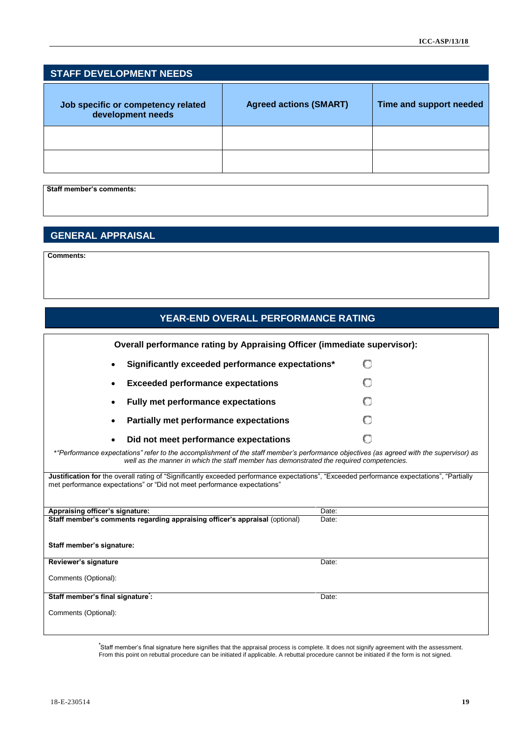## STAFF DEVELOPMENT NEEDS

| Job specific or competency related development needs | Agreed actions (SMART) | Time and support needed |
|---|---|---|
| | | |
| | | |

**Staff member's comments:**

## GENERAL APPRAISAL

**Comments:**

## YEAR-END OVERALL PERFORMANCE RATING

**Overall performance rating by Appraising Officer (immediate supervisor):**

- **Significantly exceeded performance expectations*** ○
- **Exceeded performance expectations** ○
- **Fully met performance expectations** ○
- **Partially met performance expectations** ○
- **Did not meet performance expectations** ○

*\*"Performance expectations" refer to the accomplishment of the staff member's performance objectives (as agreed with the supervisor) as well as the manner in which the staff member has demonstrated the required competencies.*

**Justification for** the overall rating of "Significantly exceeded performance expectations", "Exceeded performance expectations", "Partially met performance expectations" or "Did not meet performance expectations"

| | |
|---|---|
| **Appraising officer's signature:** | Date: |
| **Staff member's comments regarding appraising officer's appraisal** (optional)<br><br>**Staff member's signature:** | Date: |
| **Reviewer's signature**<br><br>Comments (Optional): | Date: |
| **Staff member's final signature*:**<br><br>Comments (Optional): | Date: |

*Staff member's final signature here signifies that the appraisal process is complete. It does not signify agreement with the assessment. From this point on rebuttal procedure can be initiated if applicable. A rebuttal procedure cannot be initiated if the form is not signed.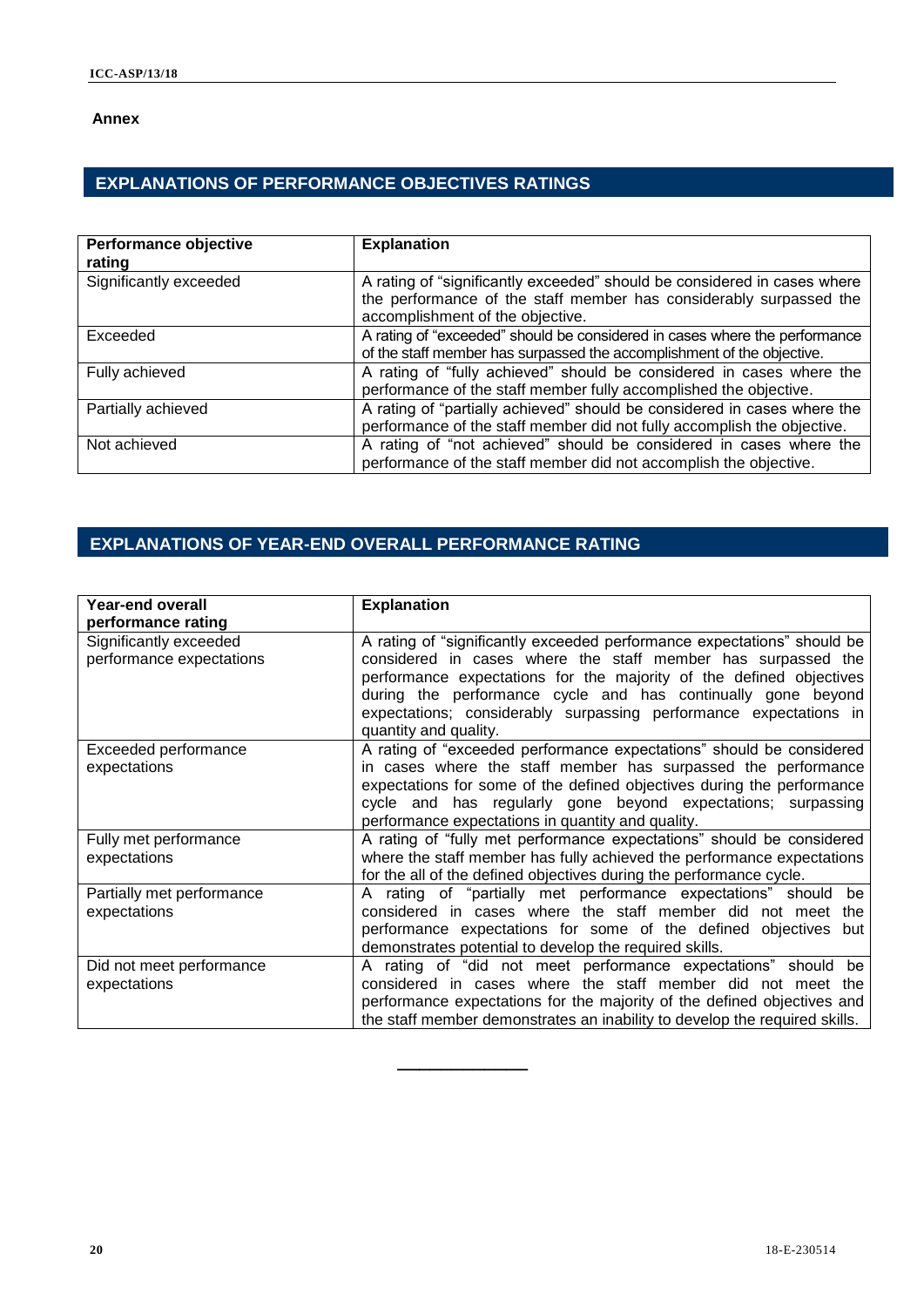**Annex**

## EXPLANATIONS OF PERFORMANCE OBJECTIVES RATINGS

| Performance objective rating | Explanation |
|---|---|
| Significantly exceeded | A rating of "significantly exceeded" should be considered in cases where the performance of the staff member has considerably surpassed the accomplishment of the objective. |
| Exceeded | A rating of "exceeded" should be considered in cases where the performance of the staff member has surpassed the accomplishment of the objective. |
| Fully achieved | A rating of "fully achieved" should be considered in cases where the performance of the staff member fully accomplished the objective. |
| Partially achieved | A rating of "partially achieved" should be considered in cases where the performance of the staff member did not fully accomplish the objective. |
| Not achieved | A rating of "not achieved" should be considered in cases where the performance of the staff member did not accomplish the objective. |

## EXPLANATIONS OF YEAR-END OVERALL PERFORMANCE RATING

| Year-end overall performance rating | Explanation |
|---|---|
| Significantly exceeded performance expectations | A rating of "significantly exceeded performance expectations" should be considered in cases where the staff member has surpassed the performance expectations for the majority of the defined objectives during the performance cycle and has continually gone beyond expectations; considerably surpassing performance expectations in quantity and quality. |
| Exceeded performance expectations | A rating of "exceeded performance expectations" should be considered in cases where the staff member has surpassed the performance expectations for some of the defined objectives during the performance cycle and has regularly gone beyond expectations; surpassing performance expectations in quantity and quality. |
| Fully met performance expectations | A rating of "fully met performance expectations" should be considered where the staff member has fully achieved the performance expectations for the all of the defined objectives during the performance cycle. |
| Partially met performance expectations | A rating of "partially met performance expectations" should be considered in cases where the staff member did not meet the performance expectations for some of the defined objectives but demonstrates potential to develop the required skills. |
| Did not meet performance expectations | A rating of "did not meet performance expectations" should be considered in cases where the staff member did not meet the performance expectations for the majority of the defined objectives and the staff member demonstrates an inability to develop the required skills. |

\_\_\_\_\_\_\_\_\_\_\_\_\_\_\_\_